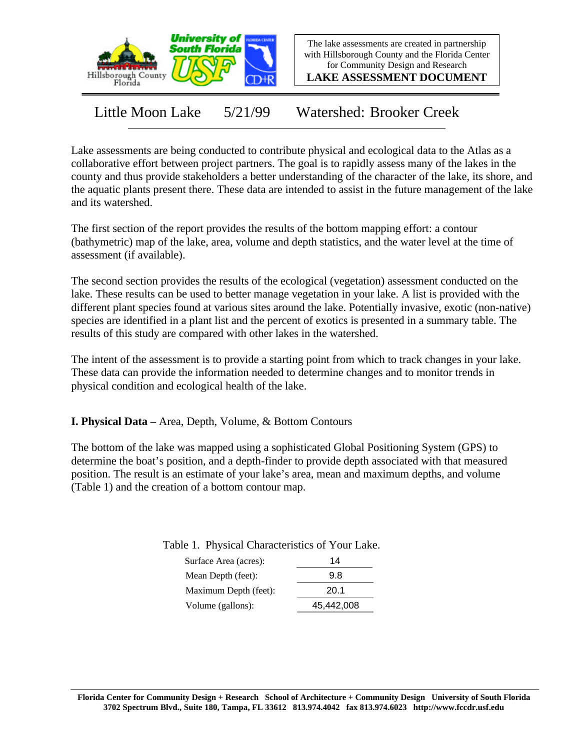The lake assessments are created in partnership with Hillsborough County and the Florida Center for Community Design and Research

**LAKE ASSESSMENT DOCUMENT**

# Little Moon Lake 5/21/99 Watershed: Brooker Creek

Lake assessments are being conducted to contribute physical and ecological data to the Atlas as a collaborative effort between project partners. The goal is to rapidly assess many of the lakes in the county and thus provide stakeholders a better understanding of the character of the lake, its shore, and the aquatic plants present there. These data are intended to assist in the future management of the lake and its watershed.

The first section of the report provides the results of the bottom mapping effort: a contour (bathymetric) map of the lake, area, volume and depth statistics, and the water level at the time of assessment (if available).

The second section provides the results of the ecological (vegetation) assessment conducted on the lake. These results can be used to better manage vegetation in your lake. A list is provided with the different plant species found at various sites around the lake. Potentially invasive, exotic (non-native) species are identified in a plant list and the percent of exotics is presented in a summary table. The results of this study are compared with other lakes in the watershed.

The intent of the assessment is to provide a starting point from which to track changes in your lake. These data can provide the information needed to determine changes and to monitor trends in physical condition and ecological health of the lake.

## I. Physical Data – Area, Depth, Volume, & Bottom Contours

The bottom of the lake was mapped using a sophisticated Global Positioning System (GPS) to determine the boat's position, and a depth-finder to provide depth associated with that measured position. The result is an estimate of your lake's area, mean and maximum depths, and volume (Table 1) and the creation of a bottom contour map.

Table 1. Physical Characteristics of Your Lake.

| | |
|---|---|
| Surface Area (acres): | 14 |
| Mean Depth (feet): | 9.8 |
| Maximum Depth (feet): | 20.1 |
| Volume (gallons): | 45,442,008 |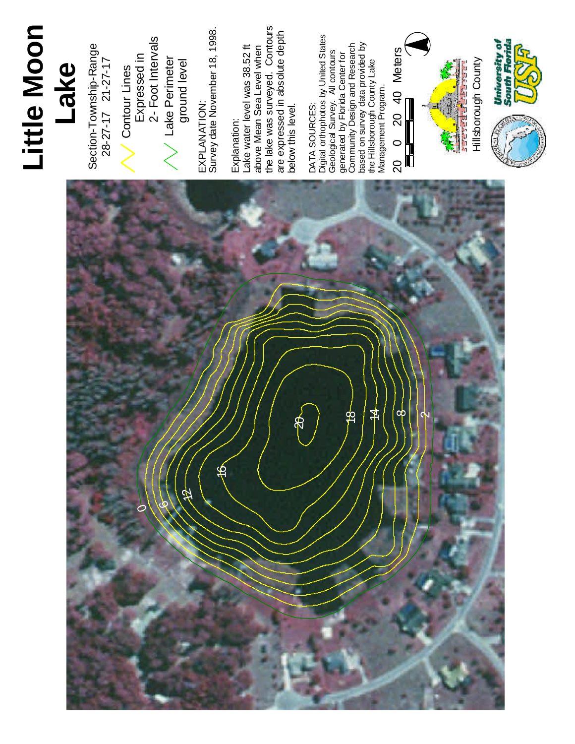# Little Moon Lake

Section-Township-Range
28-27-17 21-27-17

Contour Lines Expressed in 2- Foot Intervals

Lake Perimeter ground level

EXPLANATION:
Survey date November 18, 1998.

Explanation:
Lake water level was 38.52 ft above Mean Sea Level when the lake was surveyed. Contours are expressed in absolute depth below this level.

DATA SOURCES:
Digital orthophotos by United States Geological Survey. All contours generated by Florida Center for Community Design and Research based on survey data provided by the Hillsborough County Lake Management Program.

20 0 20 40 Meters

Hillsborough County

University of South Florida USF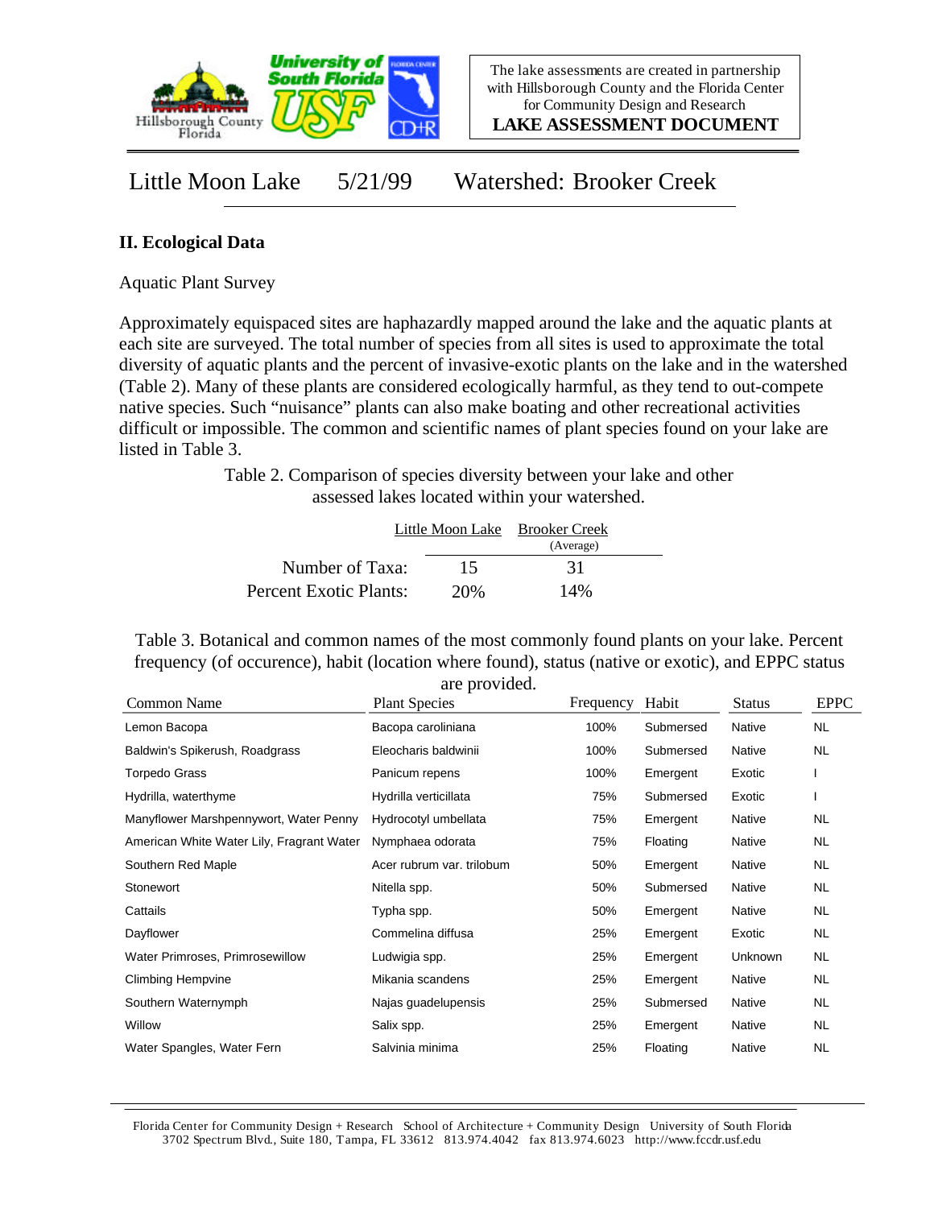Little Moon Lake 5/21/99 Watershed: Brooker Creek

## II. Ecological Data

Aquatic Plant Survey

Approximately equispaced sites are haphazardly mapped around the lake and the aquatic plants at each site are surveyed. The total number of species from all sites is used to approximate the total diversity of aquatic plants and the percent of invasive-exotic plants on the lake and in the watershed (Table 2). Many of these plants are considered ecologically harmful, as they tend to out-compete native species. Such "nuisance" plants can also make boating and other recreational activities difficult or impossible. The common and scientific names of plant species found on your lake are listed in Table 3.

Table 2. Comparison of species diversity between your lake and other assessed lakes located within your watershed.

| | Little Moon Lake | Brooker Creek (Average) |
|---|---|---|
| Number of Taxa: | 15 | 31 |
| Percent Exotic Plants: | 20% | 14% |

Table 3. Botanical and common names of the most commonly found plants on your lake. Percent frequency (of occurence), habit (location where found), status (native or exotic), and EPPC status are provided.

| Common Name | Plant Species | Frequency | Habit | Status | EPPC |
|---|---|---|---|---|---|
| Lemon Bacopa | Bacopa caroliniana | 100% | Submersed | Native | NL |
| Baldwin's Spikerush, Roadgrass | Eleocharis baldwinii | 100% | Submersed | Native | NL |
| Torpedo Grass | Panicum repens | 100% | Emergent | Exotic | I |
| Hydrilla, waterthyme | Hydrilla verticillata | 75% | Submersed | Exotic | I |
| Manyflower Marshpennywort, Water Penny | Hydrocotyl umbellata | 75% | Emergent | Native | NL |
| American White Water Lily, Fragrant Water | Nymphaea odorata | 75% | Floating | Native | NL |
| Southern Red Maple | Acer rubrum var. trilobum | 50% | Emergent | Native | NL |
| Stonewort | Nitella spp. | 50% | Submersed | Native | NL |
| Cattails | Typha spp. | 50% | Emergent | Native | NL |
| Dayflower | Commelina diffusa | 25% | Emergent | Exotic | NL |
| Water Primroses, Primrosewillow | Ludwigia spp. | 25% | Emergent | Unknown | NL |
| Climbing Hempvine | Mikania scandens | 25% | Emergent | Native | NL |
| Southern Waternymph | Najas guadelupensis | 25% | Submersed | Native | NL |
| Willow | Salix spp. | 25% | Emergent | Native | NL |
| Water Spangles, Water Fern | Salvinia minima | 25% | Floating | Native | NL |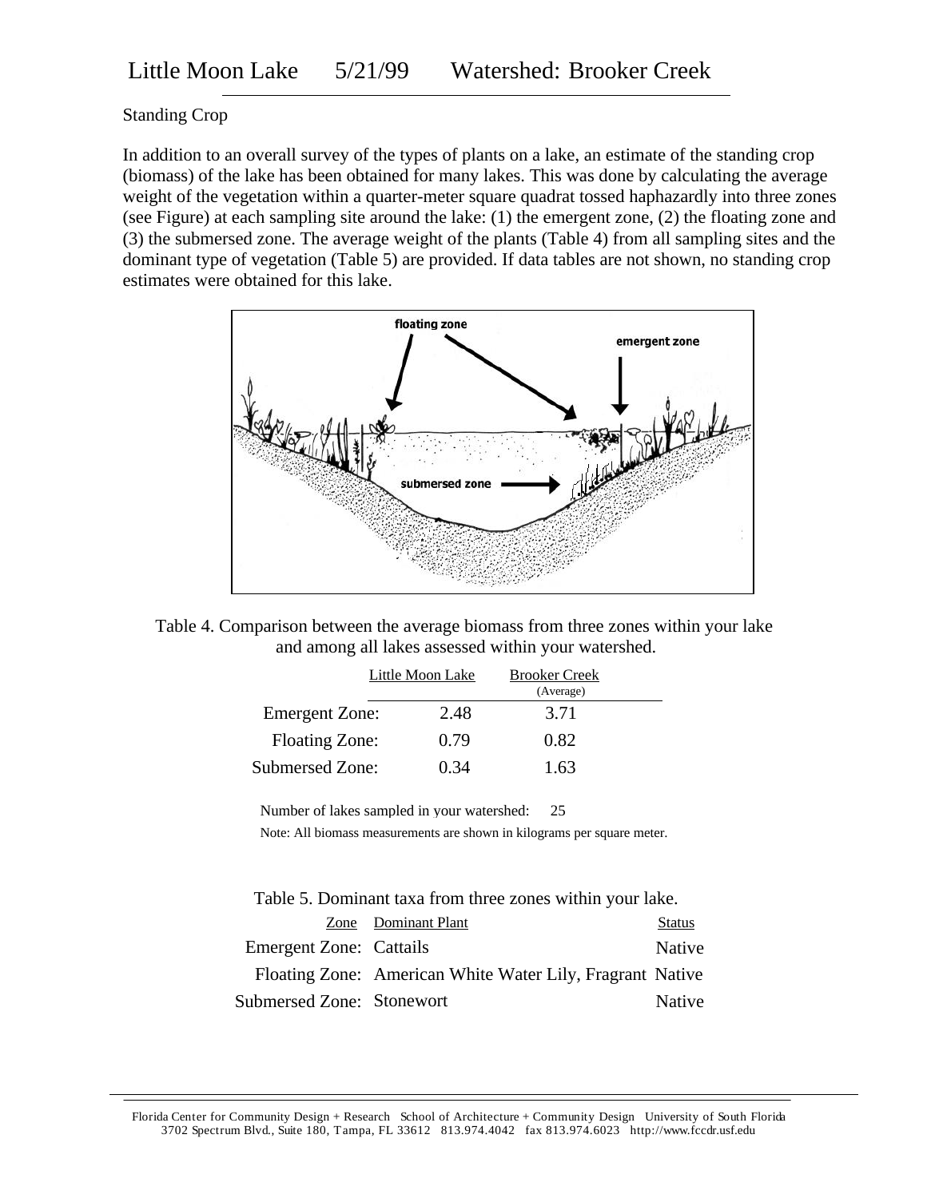# Little Moon Lake 5/21/99 Watershed: Brooker Creek

Standing Crop

In addition to an overall survey of the types of plants on a lake, an estimate of the standing crop (biomass) of the lake has been obtained for many lakes. This was done by calculating the average weight of the vegetation within a quarter-meter square quadrat tossed haphazardly into three zones (see Figure) at each sampling site around the lake: (1) the emergent zone, (2) the floating zone and (3) the submersed zone. The average weight of the plants (Table 4) from all sampling sites and the dominant type of vegetation (Table 5) are provided. If data tables are not shown, no standing crop estimates were obtained for this lake.

floating zone

emergent zone

submersed zone

Table 4. Comparison between the average biomass from three zones within your lake and among all lakes assessed within your watershed.

| | Little Moon Lake | Brooker Creek (Average) |
|---|---|---|
| Emergent Zone: | 2.48 | 3.71 |
| Floating Zone: | 0.79 | 0.82 |
| Submersed Zone: | 0.34 | 1.63 |

Number of lakes sampled in your watershed: 25

Note: All biomass measurements are shown in kilograms per square meter.

Table 5. Dominant taxa from three zones within your lake.

| Zone | Dominant Plant | Status |
|---|---|---|
| Emergent Zone: | Cattails | Native |
| Floating Zone: | American White Water Lily, Fragrant | Native |
| Submersed Zone: | Stonewort | Native |